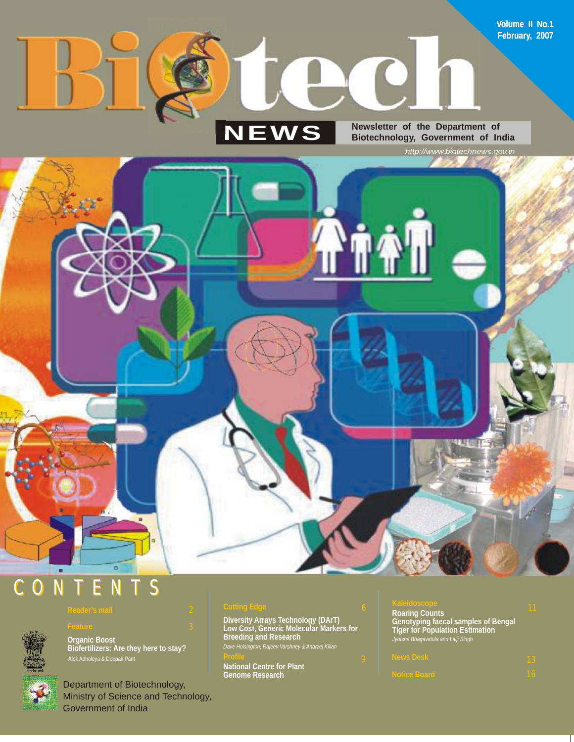Volume II No.1
February, 2007

# Biotech NEWS

Newsletter of the Department of Biotechnology, Government of India

http://www.biotechnews.gov.in

## CONTENTS

**Reader's mail** 2

**Feature** 3

**Organic Boost**
**Biofertilizers: Are they here to stay?**
Alok Adholeya & Deepak Pant

**Cutting Edge** 6

**Diversity Arrays Technology (DArT)**
**Low Cost, Generic Molecular Markers for Breeding and Research**
*Dave Hoisington, Rajeev Varshney & Andrzej Kilian*

**Profile** 9

**National Centre for Plant Genome Research**

**Kaleidoscope** 11

**Roaring Counts**
**Genotyping faecal samples of Bengal Tiger for Population Estimation**
*Jyotsna Bhagavatula and Lalji Singh*

**News Desk** 13

**Notice Board** 16

Department of Biotechnology,
Ministry of Science and Technology,
Government of India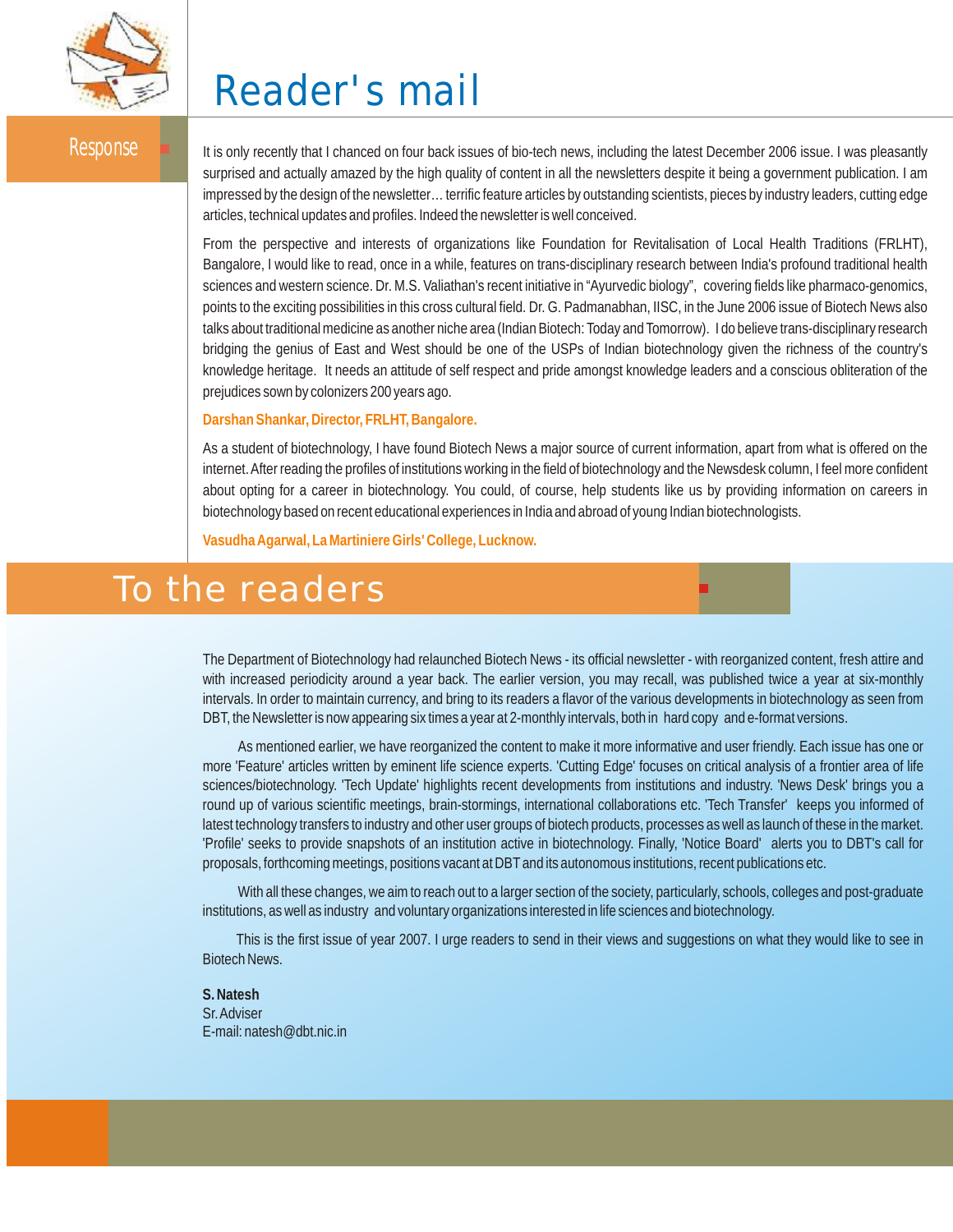# Reader's mail

## Response

It is only recently that I chanced on four back issues of bio-tech news, including the latest December 2006 issue. I was pleasantly surprised and actually amazed by the high quality of content in all the newsletters despite it being a government publication. I am impressed by the design of the newsletter… terrific feature articles by outstanding scientists, pieces by industry leaders, cutting edge articles, technical updates and profiles. Indeed the newsletter is well conceived.

From the perspective and interests of organizations like Foundation for Revitalisation of Local Health Traditions (FRLHT), Bangalore, I would like to read, once in a while, features on trans-disciplinary research between India's profound traditional health sciences and western science. Dr. M.S. Valiathan's recent initiative in "Ayurvedic biology", covering fields like pharmaco-genomics, points to the exciting possibilities in this cross cultural field. Dr. G. Padmanabhan, IISC, in the June 2006 issue of Biotech News also talks about traditional medicine as another niche area (Indian Biotech: Today and Tomorrow). I do believe trans-disciplinary research bridging the genius of East and West should be one of the USPs of Indian biotechnology given the richness of the country's knowledge heritage. It needs an attitude of self respect and pride amongst knowledge leaders and a conscious obliteration of the prejudices sown by colonizers 200 years ago.

**Darshan Shankar, Director, FRLHT, Bangalore.**

As a student of biotechnology, I have found Biotech News a major source of current information, apart from what is offered on the internet. After reading the profiles of institutions working in the field of biotechnology and the Newsdesk column, I feel more confident about opting for a career in biotechnology. You could, of course, help students like us by providing information on careers in biotechnology based on recent educational experiences in India and abroad of young Indian biotechnologists.

**Vasudha Agarwal, La Martiniere Girls' College, Lucknow.**

# To the readers

The Department of Biotechnology had relaunched Biotech News - its official newsletter - with reorganized content, fresh attire and with increased periodicity around a year back. The earlier version, you may recall, was published twice a year at six-monthly intervals. In order to maintain currency, and bring to its readers a flavor of the various developments in biotechnology as seen from DBT, the Newsletter is now appearing six times a year at 2-monthly intervals, both in hard copy and e-format versions.

As mentioned earlier, we have reorganized the content to make it more informative and user friendly. Each issue has one or more 'Feature' articles written by eminent life science experts. 'Cutting Edge' focuses on critical analysis of a frontier area of life sciences/biotechnology. 'Tech Update' highlights recent developments from institutions and industry. 'News Desk' brings you a round up of various scientific meetings, brain-stormings, international collaborations etc. 'Tech Transfer' keeps you informed of latest technology transfers to industry and other user groups of biotech products, processes as well as launch of these in the market. 'Profile' seeks to provide snapshots of an institution active in biotechnology. Finally, 'Notice Board' alerts you to DBT's call for proposals, forthcoming meetings, positions vacant at DBT and its autonomous institutions, recent publications etc.

With all these changes, we aim to reach out to a larger section of the society, particularly, schools, colleges and post-graduate institutions, as well as industry and voluntary organizations interested in life sciences and biotechnology.

This is the first issue of year 2007. I urge readers to send in their views and suggestions on what they would like to see in Biotech News.

**S. Natesh**
Sr. Adviser
E-mail: natesh@dbt.nic.in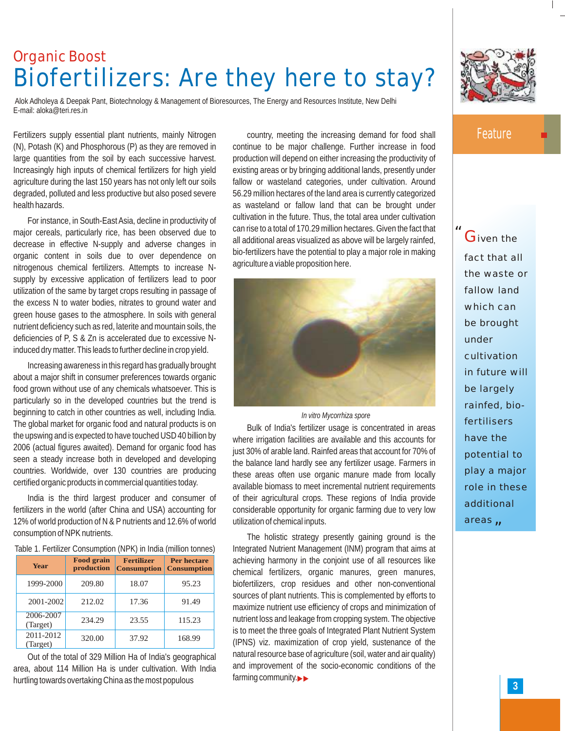## Organic Boost

# Biofertilizers: Are they here to stay?

Alok Adholeya & Deepak Pant, Biotechnology & Management of Bioresources, The Energy and Resources Institute, New Delhi
E-mail: aloka@teri.res.in

Feature

Fertilizers supply essential plant nutrients, mainly Nitrogen (N), Potash (K) and Phosphorous (P) as they are removed in large quantities from the soil by each successive harvest. Increasingly high inputs of chemical fertilizers for high yield agriculture during the last 150 years has not only left our soils degraded, polluted and less productive but also posed severe health hazards.

For instance, in South-East Asia, decline in productivity of major cereals, particularly rice, has been observed due to decrease in effective N-supply and adverse changes in organic content in soils due to over dependence on nitrogenous chemical fertilizers. Attempts to increase N-supply by excessive application of fertilizers lead to poor utilization of the same by target crops resulting in passage of the excess N to water bodies, nitrates to ground water and green house gases to the atmosphere. In soils with general nutrient deficiency such as red, laterite and mountain soils, the deficiencies of P, S & Zn is accelerated due to excessive N-induced dry matter. This leads to further decline in crop yield.

Increasing awareness in this regard has gradually brought about a major shift in consumer preferences towards organic food grown without use of any chemicals whatsoever. This is particularly so in the developed countries but the trend is beginning to catch in other countries as well, including India. The global market for organic food and natural products is on the upswing and is expected to have touched USD 40 billion by 2006 (actual figures awaited). Demand for organic food has seen a steady increase both in developed and developing countries. Worldwide, over 130 countries are producing certified organic products in commercial quantities today.

India is the third largest producer and consumer of fertilizers in the world (after China and USA) accounting for 12% of world production of N & P nutrients and 12.6% of world consumption of NPK nutrients.

Table 1. Fertilizer Consumption (NPK) in India (million tonnes)

| Year | Food grain production | Fertilizer Consumption | Per hectare Consumption |
|---|---|---|---|
| 1999-2000 | 209.80 | 18.07 | 95.23 |
| 2001-2002 | 212.02 | 17.36 | 91.49 |
| 2006-2007 (Target) | 234.29 | 23.55 | 115.23 |
| 2011-2012 (Target) | 320.00 | 37.92 | 168.99 |

Out of the total of 329 Million Ha of India's geographical area, about 114 Million Ha is under cultivation. With India hurtling towards overtaking China as the most populous country, meeting the increasing demand for food shall continue to be major challenge. Further increase in food production will depend on either increasing the productivity of existing areas or by bringing additional lands, presently under fallow or wasteland categories, under cultivation. Around 56.29 million hectares of the land area is currently categorized as wasteland or fallow land that can be brought under cultivation in the future. Thus, the total area under cultivation can rise to a total of 170.29 million hectares. Given the fact that all additional areas visualized as above will be largely rainfed, bio-fertilizers have the potential to play a major role in making agriculture a viable proposition here.

*In vitro Mycorrhiza spore*

Bulk of India's fertilizer usage is concentrated in areas where irrigation facilities are available and this accounts for just 30% of arable land. Rainfed areas that account for 70% of the balance land hardly see any fertilizer usage. Farmers in these areas often use organic manure made from locally available biomass to meet incremental nutrient requirements of their agricultural crops. These regions of India provide considerable opportunity for organic farming due to very low utilization of chemical inputs.

The holistic strategy presently gaining ground is the Integrated Nutrient Management (INM) program that aims at achieving harmony in the conjoint use of all resources like chemical fertilizers, organic manures, green manures, biofertilizers, crop residues and other non-conventional sources of plant nutrients. This is complemented by efforts to maximize nutrient use efficiency of crops and minimization of nutrient loss and leakage from cropping system. The objective is to meet the three goals of Integrated Plant Nutrient System (IPNS) viz. maximization of crop yield, sustenance of the natural resource base of agriculture (soil, water and air quality) and improvement of the socio-economic conditions of the farming community.

> "Given the fact that all the waste or fallow land which can be brought under cultivation in future will be largely rainfed, bio-fertilisers have the potential to play a major role in these additional areas"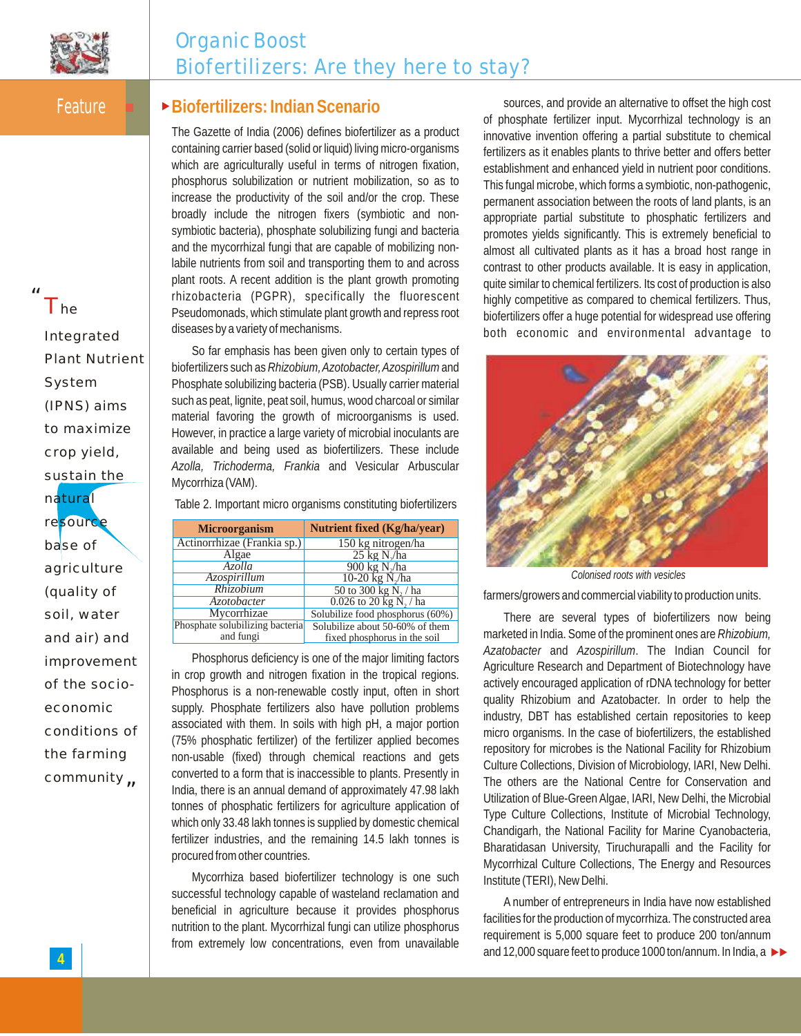# Organic Boost
## Biofertilizers: Are they here to stay?

Feature

> "The Integrated Plant Nutrient System (IPNS) aims to maximize crop yield, sustain the natural resource base of agriculture (quality of soil, water and air) and improvement of the socio-economic conditions of the farming community"

### Biofertilizers: Indian Scenario

The Gazette of India (2006) defines biofertilizer as a product containing carrier based (solid or liquid) living micro-organisms which are agriculturally useful in terms of nitrogen fixation, phosphorus solubilization or nutrient mobilization, so as to increase the productivity of the soil and/or the crop. These broadly include the nitrogen fixers (symbiotic and non-symbiotic bacteria), phosphate solubilizing fungi and bacteria and the mycorrhizal fungi that are capable of mobilizing non-labile nutrients from soil and transporting them to and across plant roots. A recent addition is the plant growth promoting rhizobacteria (PGPR), specifically the fluorescent Pseudomonads, which stimulate plant growth and repress root diseases by a variety of mechanisms.

So far emphasis has been given only to certain types of biofertilizers such as *Rhizobium, Azotobacter, Azospirillum* and Phosphate solubilizing bacteria (PSB). Usually carrier material such as peat, lignite, peat soil, humus, wood charcoal or similar material favoring the growth of microorganisms is used. However, in practice a large variety of microbial inoculants are available and being used as biofertilizers. These include *Azolla, Trichoderma, Frankia* and Vesicular Arbuscular Mycorrhiza (VAM).

Table 2. Important micro organisms constituting biofertilizers

| Microorganism | Nutrient fixed (Kg/ha/year) |
|---|---|
| Actinorrhizae (Frankia sp.) | 150 kg nitrogen/ha |
| Algae | 25 kg $N_2$/ha |
| *Azolla* | 900 kg $N_2$/ha |
| *Azospirillum* | 10-20 kg $N_2$/ha |
| *Rhizobium* | 50 to 300 kg $N_2$ / ha |
| *Azotobacter* | 0.026 to 20 kg $N_2$ / ha |
| Mycorrhizae | Solubilize food phosphorus (60%) |
| Phosphate solubilizing bacteria and fungi | Solubilize about 50-60% of them fixed phosphorus in the soil |

Phosphorus deficiency is one of the major limiting factors in crop growth and nitrogen fixation in the tropical regions. Phosphorus is a non-renewable costly input, often in short supply. Phosphate fertilizers also have pollution problems associated with them. In soils with high pH, a major portion (75% phosphatic fertilizer) of the fertilizer applied becomes non-usable (fixed) through chemical reactions and gets converted to a form that is inaccessible to plants. Presently in India, there is an annual demand of approximately 47.98 lakh tonnes of phosphatic fertilizers for agriculture application of which only 33.48 lakh tonnes is supplied by domestic chemical fertilizer industries, and the remaining 14.5 lakh tonnes is procured from other countries.

Mycorrhiza based biofertilizer technology is one such successful technology capable of wasteland reclamation and beneficial in agriculture because it provides phosphorus nutrition to the plant. Mycorrhizal fungi can utilize phosphorus from extremely low concentrations, even from unavailable sources, and provide an alternative to offset the high cost of phosphate fertilizer input. Mycorrhizal technology is an innovative invention offering a partial substitute to chemical fertilizers as it enables plants to thrive better and offers better establishment and enhanced yield in nutrient poor conditions. This fungal microbe, which forms a symbiotic, non-pathogenic, permanent association between the roots of land plants, is an appropriate partial substitute to phosphatic fertilizers and promotes yields significantly. This is extremely beneficial to almost all cultivated plants as it has a broad host range in contrast to other products available. It is easy in application, quite similar to chemical fertilizers. Its cost of production is also highly competitive as compared to chemical fertilizers. Thus, biofertilizers offer a huge potential for widespread use offering both economic and environmental advantage to farmers/growers and commercial viability to production units.

Colonised roots with vesicles

There are several types of biofertilizers now being marketed in India. Some of the prominent ones are *Rhizobium, Azotobacter* and *Azospirillum*. The Indian Council for Agriculture Research and Department of Biotechnology have actively encouraged application of rDNA technology for better quality Rhizobium and Azatobacter. In order to help the industry, DBT has established certain repositories to keep micro organisms. In the case of biofertilizers, the established repository for microbes is the National Facility for Rhizobium Culture Collections, Division of Microbiology, IARI, New Delhi. The others are the National Centre for Conservation and Utilization of Blue-Green Algae, IARI, New Delhi, the Microbial Type Culture Collections, Institute of Microbial Technology, Chandigarh, the National Facility for Marine Cyanobacteria, Bharatidasan University, Tiruchurapalli and the Facility for Mycorrhizal Culture Collections, The Energy and Resources Institute (TERI), New Delhi.

A number of entrepreneurs in India have now established facilities for the production of mycorrhiza. The constructed area requirement is 5,000 square feet to produce 200 ton/annum and 12,000 square feet to produce 1000 ton/annum. In India, a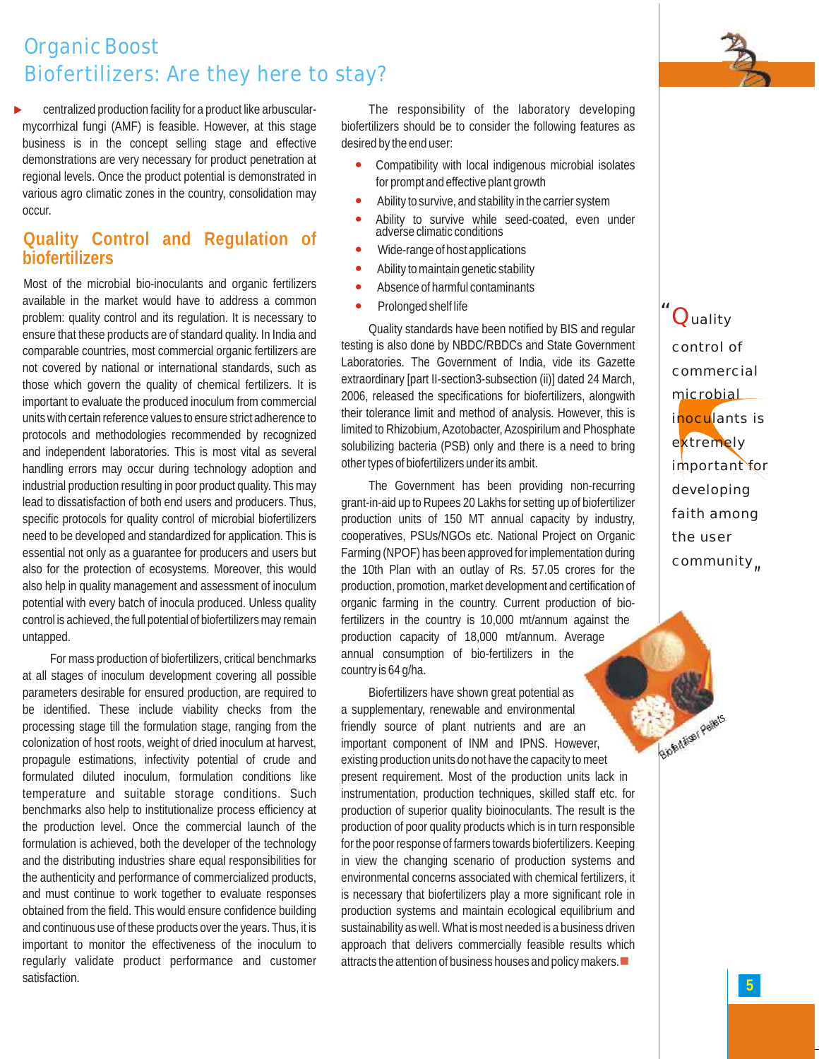centralized production facility for a product like arbuscular-mycorrhizal fungi (AMF) is feasible. However, at this stage business is in the concept selling stage and effective demonstrations are very necessary for product penetration at regional levels. Once the product potential is demonstrated in various agro climatic zones in the country, consolidation may occur.

## Quality Control and Regulation of biofertilizers

Most of the microbial bio-inoculants and organic fertilizers available in the market would have to address a common problem: quality control and its regulation. It is necessary to ensure that these products are of standard quality. In India and comparable countries, most commercial organic fertilizers are not covered by national or international standards, such as those which govern the quality of chemical fertilizers. It is important to evaluate the produced inoculum from commercial units with certain reference values to ensure strict adherence to protocols and methodologies recommended by recognized and independent laboratories. This is most vital as several handling errors may occur during technology adoption and industrial production resulting in poor product quality. This may lead to dissatisfaction of both end users and producers. Thus, specific protocols for quality control of microbial biofertilizers need to be developed and standardized for application. This is essential not only as a guarantee for producers and users but also for the protection of ecosystems. Moreover, this would also help in quality management and assessment of inoculum potential with every batch of inocula produced. Unless quality control is achieved, the full potential of biofertilizers may remain untapped.

For mass production of biofertilizers, critical benchmarks at all stages of inoculum development covering all possible parameters desirable for ensured production, are required to be identified. These include viability checks from the processing stage till the formulation stage, ranging from the colonization of host roots, weight of dried inoculum at harvest, propagule estimations, infectivity potential of crude and formulated diluted inoculum, formulation conditions like temperature and suitable storage conditions. Such benchmarks also help to institutionalize process efficiency at the production level. Once the commercial launch of the formulation is achieved, both the developer of the technology and the distributing industries share equal responsibilities for the authenticity and performance of commercialized products, and must continue to work together to evaluate responses obtained from the field. This would ensure confidence building and continuous use of these products over the years. Thus, it is important to monitor the effectiveness of the inoculum to regularly validate product performance and customer satisfaction.

The responsibility of the laboratory developing biofertilizers should be to consider the following features as desired by the end user:

- Compatibility with local indigenous microbial isolates for prompt and effective plant growth
- Ability to survive, and stability in the carrier system
- Ability to survive while seed-coated, even under adverse climatic conditions
- Wide-range of host applications
- Ability to maintain genetic stability
- Absence of harmful contaminants
- Prolonged shelf life

Quality standards have been notified by BIS and regular testing is also done by NBDC/RBDCs and State Government Laboratories. The Government of India, vide its Gazette extraordinary [part II-section3-subsection (ii)] dated 24 March, 2006, released the specifications for biofertilizers, alongwith their tolerance limit and method of analysis. However, this is limited to Rhizobium, Azotobacter, Azospirilum and Phosphate solubilizing bacteria (PSB) only and there is a need to bring other types of biofertilizers under its ambit.

The Government has been providing non-recurring grant-in-aid up to Rupees 20 Lakhs for setting up of biofertilizer production units of 150 MT annual capacity by industry, cooperatives, PSUs/NGOs etc. National Project on Organic Farming (NPOF) has been approved for implementation during the 10th Plan with an outlay of Rs. 57.05 crores for the production, promotion, market development and certification of organic farming in the country. Current production of bio-fertilizers in the country is 10,000 mt/annum against the production capacity of 18,000 mt/annum. Average annual consumption of bio-fertilizers in the country is 64 g/ha.

Biofertilizers have shown great potential as a supplementary, renewable and environmental friendly source of plant nutrients and are an important component of INM and IPNS. However, existing production units do not have the capacity to meet present requirement. Most of the production units lack in instrumentation, production techniques, skilled staff etc. for production of superior quality bioinoculants. The result is the production of poor quality products which is in turn responsible for the poor response of farmers towards biofertilizers. Keeping in view the changing scenario of production systems and environmental concerns associated with chemical fertilizers, it is necessary that biofertilizers play a more significant role in production systems and maintain ecological equilibrium and sustainability as well. What is most needed is a business driven approach that delivers commercially feasible results which attracts the attention of business houses and policy makers.

> "Quality control of commercial microbial inoculants is extremely important for developing faith among the user community"

Biofertiliser Pellets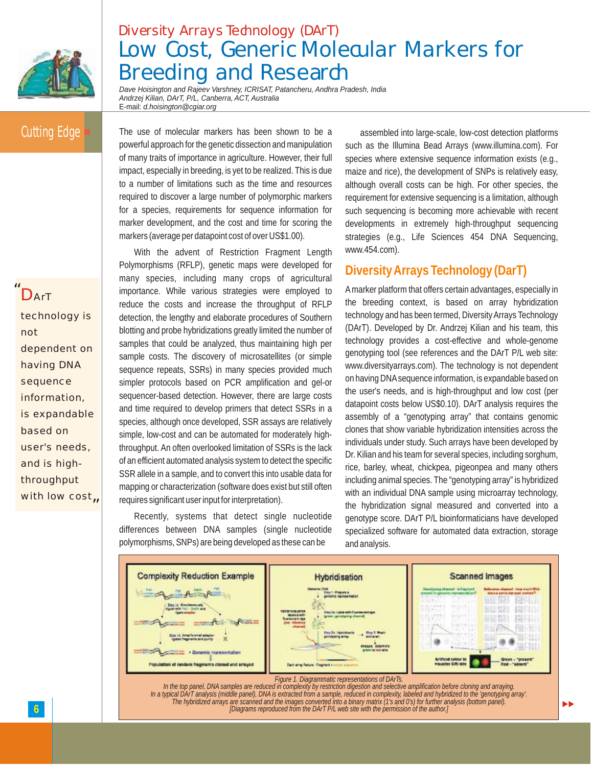Diversity Arrays Technology (DArT)

# Low Cost, Generic Molecular Markers for Breeding and Research

*Dave Hoisington and Rajeev Varshney, ICRISAT, Patancheru, Andhra Pradesh, India*
*Andrzej Kilian, DArT, P/L, Canberra, ACT, Australia*
E-mail: *d.hoisington@cgiar.org*

Cutting Edge

> "DArT technology is not dependent on having DNA sequence information, is expandable based on user's needs, and is high-throughput with low cost"

The use of molecular markers has been shown to be a powerful approach for the genetic dissection and manipulation of many traits of importance in agriculture. However, their full impact, especially in breeding, is yet to be realized. This is due to a number of limitations such as the time and resources required to discover a large number of polymorphic markers for a species, requirements for sequence information for marker development, and the cost and time for scoring the markers (average per datapoint cost of over US$1.00).

With the advent of Restriction Fragment Length Polymorphisms (RFLP), genetic maps were developed for many species, including many crops of agricultural importance. While various strategies were employed to reduce the costs and increase the throughput of RFLP detection, the lengthy and elaborate procedures of Southern blotting and probe hybridizations greatly limited the number of samples that could be analyzed, thus maintaining high per sample costs. The discovery of microsatellites (or simple sequence repeats, SSRs) in many species provided much simpler protocols based on PCR amplification and gel-or sequencer-based detection. However, there are large costs and time required to develop primers that detect SSRs in a species, although once developed, SSR assays are relatively simple, low-cost and can be automated for moderately high-throughput. An often overlooked limitation of SSRs is the lack of an efficient automated analysis system to detect the specific SSR allele in a sample, and to convert this into usable data for mapping or characterization (software does exist but still often requires significant user input for interpretation).

Recently, systems that detect single nucleotide differences between DNA samples (single nucleotide polymorphisms, SNPs) are being developed as these can be assembled into large-scale, low-cost detection platforms such as the Illumina Bead Arrays (www.illumina.com). For species where extensive sequence information exists (e.g., maize and rice), the development of SNPs is relatively easy, although overall costs can be high. For other species, the requirement for extensive sequencing is a limitation, although such sequencing is becoming more achievable with recent developments in extremely high-throughput sequencing strategies (e.g., Life Sciences 454 DNA Sequencing, www.454.com).

## Diversity Arrays Technology (DarT)

A marker platform that offers certain advantages, especially in the breeding context, is based on array hybridization technology and has been termed, Diversity Arrays Technology (DArT). Developed by Dr. Andrzej Kilian and his team, this technology provides a cost-effective and whole-genome genotyping tool (see references and the DArT P/L web site: www.diversityarrays.com). The technology is not dependent on having DNA sequence information, is expandable based on the user's needs, and is high-throughput and low cost (per datapoint costs below US$0.10). DArT analysis requires the assembly of a "genotyping array" that contains genomic clones that show variable hybridization intensities across the individuals under study. Such arrays have been developed by Dr. Kilian and his team for several species, including sorghum, rice, barley, wheat, chickpea, pigeonpea and many others including animal species. The "genotyping array" is hybridized with an individual DNA sample using microarray technology, the hybridization signal measured and converted into a genotype score. DArT P/L bioinformaticians have developed specialized software for automated data extraction, storage and analysis.

*Figure 1. Diagrammatic representations of DArTs.*
*In the top panel, DNA samples are reduced in complexity by restriction digestion and selective amplification before cloning and arraying.*
*In a typical DArT analysis (middle panel), DNA is extracted from a sample, reduced in complexity, labeled and hybridized to the 'genotyping array'.*
*The hybridized arrays are scanned and the images converted into a binary matrix (1's and 0's) for further analysis (bottom panel).*
*[Diagrams reproduced from the DArT P/L web site with the permission of the author.]*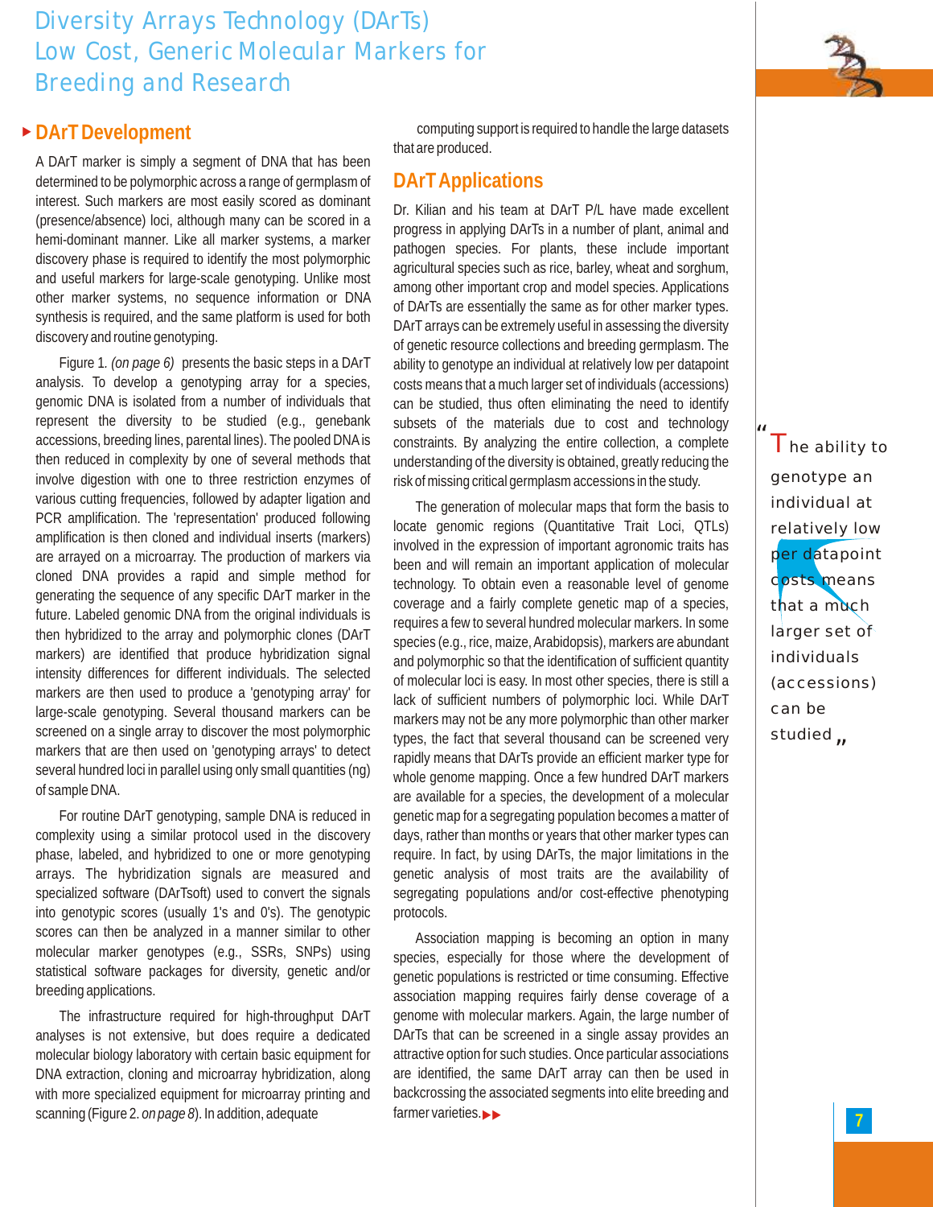# Diversity Arrays Technology (DArTs) Low Cost, Generic Molecular Markers for Breeding and Research

## DArT Development

A DArT marker is simply a segment of DNA that has been determined to be polymorphic across a range of germplasm of interest. Such markers are most easily scored as dominant (presence/absence) loci, although many can be scored in a hemi-dominant manner. Like all marker systems, a marker discovery phase is required to identify the most polymorphic and useful markers for large-scale genotyping. Unlike most other marker systems, no sequence information or DNA synthesis is required, and the same platform is used for both discovery and routine genotyping.

Figure 1. *(on page 6)* presents the basic steps in a DArT analysis. To develop a genotyping array for a species, genomic DNA is isolated from a number of individuals that represent the diversity to be studied (e.g., genebank accessions, breeding lines, parental lines). The pooled DNA is then reduced in complexity by one of several methods that involve digestion with one to three restriction enzymes of various cutting frequencies, followed by adapter ligation and PCR amplification. The 'representation' produced following amplification is then cloned and individual inserts (markers) are arrayed on a microarray. The production of markers via cloned DNA provides a rapid and simple method for generating the sequence of any specific DArT marker in the future. Labeled genomic DNA from the original individuals is then hybridized to the array and polymorphic clones (DArT markers) are identified that produce hybridization signal intensity differences for different individuals. The selected markers are then used to produce a 'genotyping array' for large-scale genotyping. Several thousand markers can be screened on a single array to discover the most polymorphic markers that are then used on 'genotyping arrays' to detect several hundred loci in parallel using only small quantities (ng) of sample DNA.

For routine DArT genotyping, sample DNA is reduced in complexity using a similar protocol used in the discovery phase, labeled, and hybridized to one or more genotyping arrays. The hybridization signals are measured and specialized software (DArTsoft) used to convert the signals into genotypic scores (usually 1's and 0's). The genotypic scores can then be analyzed in a manner similar to other molecular marker genotypes (e.g., SSRs, SNPs) using statistical software packages for diversity, genetic and/or breeding applications.

The infrastructure required for high-throughput DArT analyses is not extensive, but does require a dedicated molecular biology laboratory with certain basic equipment for DNA extraction, cloning and microarray hybridization, along with more specialized equipment for microarray printing and scanning (Figure 2. *on page 8*). In addition, adequate computing support is required to handle the large datasets that are produced.

## DArT Applications

Dr. Kilian and his team at DArT P/L have made excellent progress in applying DArTs in a number of plant, animal and pathogen species. For plants, these include important agricultural species such as rice, barley, wheat and sorghum, among other important crop and model species. Applications of DArTs are essentially the same as for other marker types. DArT arrays can be extremely useful in assessing the diversity of genetic resource collections and breeding germplasm. The ability to genotype an individual at relatively low per datapoint costs means that a much larger set of individuals (accessions) can be studied, thus often eliminating the need to identify subsets of the materials due to cost and technology constraints. By analyzing the entire collection, a complete understanding of the diversity is obtained, greatly reducing the risk of missing critical germplasm accessions in the study.

The generation of molecular maps that form the basis to locate genomic regions (Quantitative Trait Loci, QTLs) involved in the expression of important agronomic traits has been and will remain an important application of molecular technology. To obtain even a reasonable level of genome coverage and a fairly complete genetic map of a species, requires a few to several hundred molecular markers. In some species (e.g., rice, maize, Arabidopsis), markers are abundant and polymorphic so that the identification of sufficient quantity of molecular loci is easy. In most other species, there is still a lack of sufficient numbers of polymorphic loci. While DArT markers may not be any more polymorphic than other marker types, the fact that several thousand can be screened very rapidly means that DArTs provide an efficient marker type for whole genome mapping. Once a few hundred DArT markers are available for a species, the development of a molecular genetic map for a segregating population becomes a matter of days, rather than months or years that other marker types can require. In fact, by using DArTs, the major limitations in the genetic analysis of most traits are the availability of segregating populations and/or cost-effective phenotyping protocols.

Association mapping is becoming an option in many species, especially for those where the development of genetic populations is restricted or time consuming. Effective association mapping requires fairly dense coverage of a genome with molecular markers. Again, the large number of DArTs that can be screened in a single assay provides an attractive option for such studies. Once particular associations are identified, the same DArT array can then be used in backcrossing the associated segments into elite breeding and farmer varieties.

> "The ability to genotype an individual at relatively low per datapoint costs means that a much larger set of individuals (accessions) can be studied"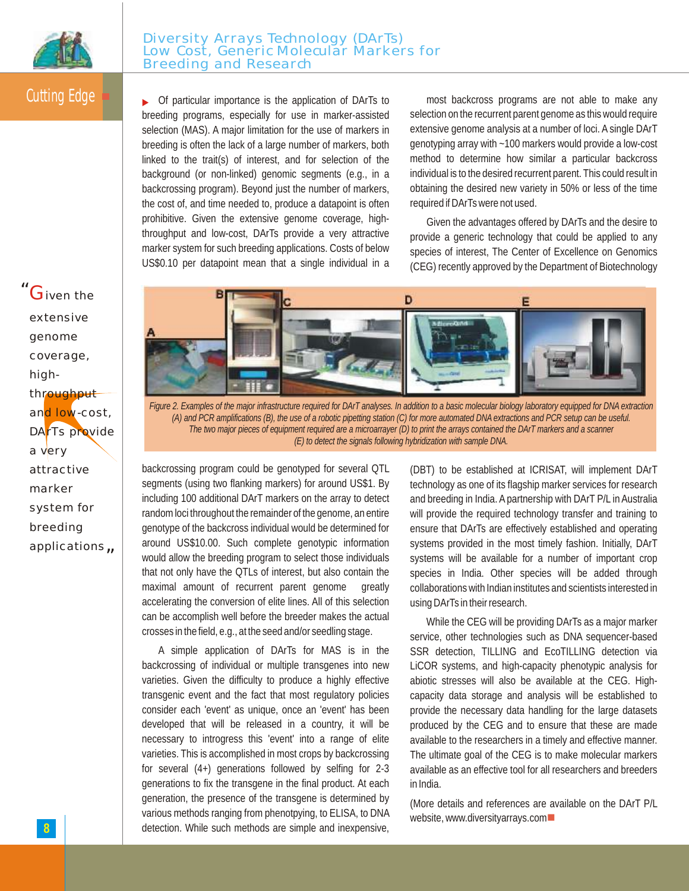Of particular importance is the application of DArTs to breeding programs, especially for use in marker-assisted selection (MAS). A major limitation for the use of markers in breeding is often the lack of a large number of markers, both linked to the trait(s) of interest, and for selection of the background (or non-linked) genomic segments (e.g., in a backcrossing program). Beyond just the number of markers, the cost of, and time needed to, produce a datapoint is often prohibitive. Given the extensive genome coverage, high-throughput and low-cost, DArTs provide a very attractive marker system for such breeding applications. Costs of below US$0.10 per datapoint mean that a single individual in a backcrossing program could be genotyped for several QTL segments (using two flanking markers) for around US$1. By including 100 additional DArT markers on the array to detect random loci throughout the remainder of the genome, an entire genotype of the backcross individual would be determined for around US$10.00. Such complete genotypic information would allow the breeding program to select those individuals that not only have the QTLs of interest, but also contain the maximal amount of recurrent parent genome greatly accelerating the conversion of elite lines. All of this selection can be accomplish well before the breeder makes the actual crosses in the field, e.g., at the seed and/or seedling stage.

> "Given the extensive genome coverage, high-throughput and low-cost, DArTs provide a very attractive marker system for breeding applications"

A simple application of DArTs for MAS is in the backcrossing of individual or multiple transgenes into new varieties. Given the difficulty to produce a highly effective transgenic event and the fact that most regulatory policies consider each 'event' as unique, once an 'event' has been developed that will be released in a country, it will be necessary to introgress this 'event' into a range of elite varieties. This is accomplished in most crops by backcrossing for several (4+) generations followed by selfing for 2-3 generations to fix the transgene in the final product. At each generation, the presence of the transgene is determined by various methods ranging from phenotpying, to ELISA, to DNA detection. While such methods are simple and inexpensive, most backcross programs are not able to make any selection on the recurrent parent genome as this would require extensive genome analysis at a number of loci. A single DArT genotyping array with ~100 markers would provide a low-cost method to determine how similar a particular backcross individual is to the desired recurrent parent. This could result in obtaining the desired new variety in 50% or less of the time required if DArTs were not used.

Given the advantages offered by DArTs and the desire to provide a generic technology that could be applied to any species of interest, The Center of Excellence on Genomics (CEG) recently approved by the Department of Biotechnology (DBT) to be established at ICRISAT, will implement DArT technology as one of its flagship marker services for research and breeding in India. A partnership with DArT P/L in Australia will provide the required technology transfer and training to ensure that DArTs are effectively established and operating systems provided in the most timely fashion. Initially, DArT systems will be available for a number of important crop species in India. Other species will be added through collaborations with Indian institutes and scientists interested in using DArTs in their research.

*Figure 2. Examples of the major infrastructure required for DArT analyses. In addition to a basic molecular biology laboratory equipped for DNA extraction (A) and PCR amplifications (B), the use of a robotic pipetting station (C) for more automated DNA extractions and PCR setup can be useful. The two major pieces of equipment required are a microarrayer (D) to print the arrays contained the DArT markers and a scanner (E) to detect the signals following hybridization with sample DNA.*

While the CEG will be providing DArTs as a major marker service, other technologies such as DNA sequencer-based SSR detection, TILLING and EcoTILLING detection via LiCOR systems, and high-capacity phenotypic analysis for abiotic stresses will also be available at the CEG. High-capacity data storage and analysis will be established to provide the necessary data handling for the large datasets produced by the CEG and to ensure that these are made available to the researchers in a timely and effective manner. The ultimate goal of the CEG is to make molecular markers available as an effective tool for all researchers and breeders in India.

(More details and references are available on the DArT P/L website, www.diversityarrays.com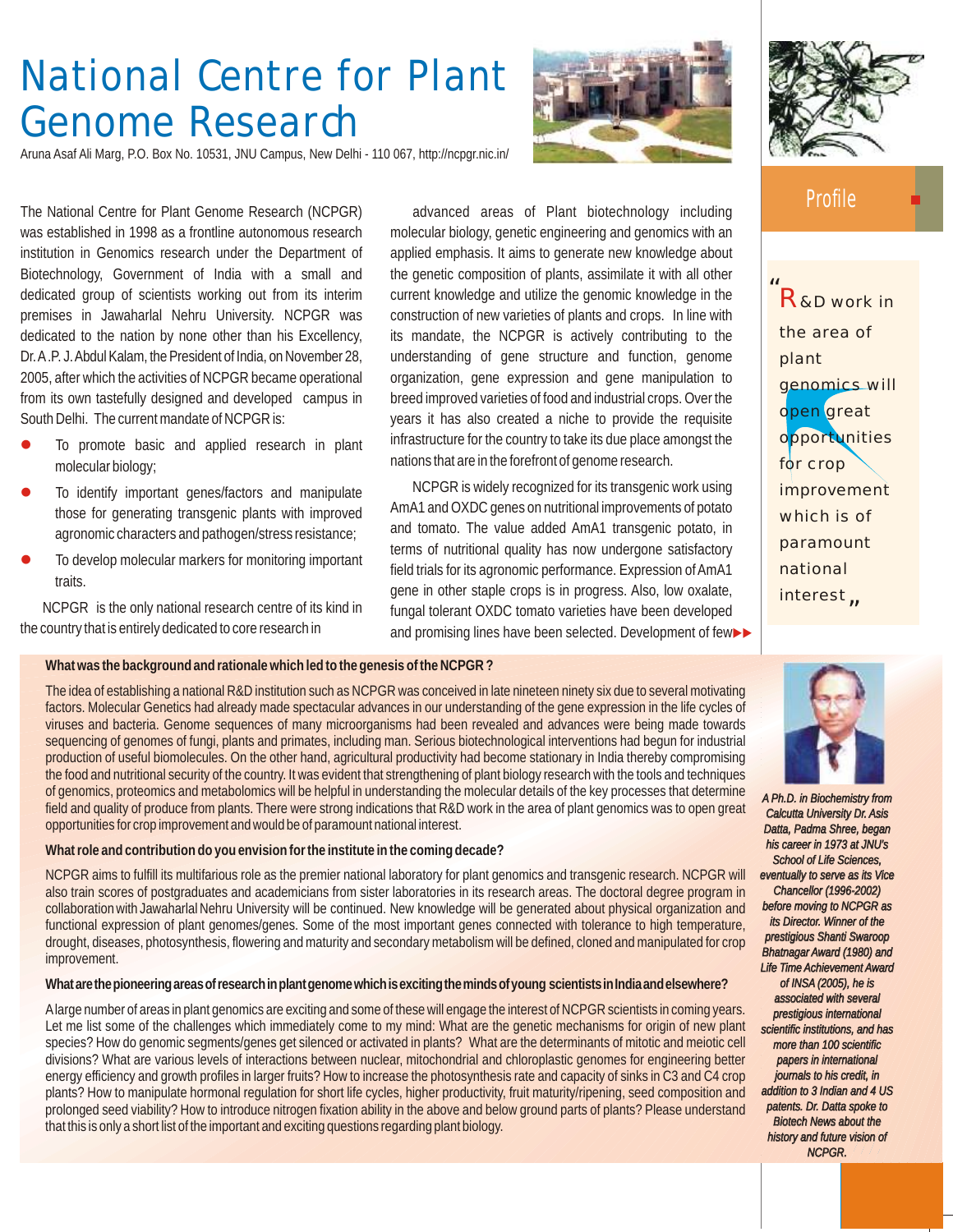# National Centre for Plant Genome Research

Aruna Asaf Ali Marg, P.O. Box No. 10531, JNU Campus, New Delhi - 110 067, http://ncpgr.nic.in/

Profile

The National Centre for Plant Genome Research (NCPGR) was established in 1998 as a frontline autonomous research institution in Genomics research under the Department of Biotechnology, Government of India with a small and dedicated group of scientists working out from its interim premises in Jawaharlal Nehru University. NCPGR was dedicated to the nation by none other than his Excellency, Dr. A.P. J. Abdul Kalam, the President of India, on November 28, 2005, after which the activities of NCPGR became operational from its own tastefully designed and developed campus in South Delhi. The current mandate of NCPGR is:

- To promote basic and applied research in plant molecular biology;
- To identify important genes/factors and manipulate those for generating transgenic plants with improved agronomic characters and pathogen/stress resistance;
- To develop molecular markers for monitoring important traits.

NCPGR is the only national research centre of its kind in the country that is entirely dedicated to core research in advanced areas of Plant biotechnology including molecular biology, genetic engineering and genomics with an applied emphasis. It aims to generate new knowledge about the genetic composition of plants, assimilate it with all other current knowledge and utilize the genomic knowledge in the construction of new varieties of plants and crops. In line with its mandate, the NCPGR is actively contributing to the understanding of gene structure and function, genome organization, gene expression and gene manipulation to breed improved varieties of food and industrial crops. Over the years it has also created a niche to provide the requisite infrastructure for the country to take its due place amongst the nations that are in the forefront of genome research.

NCPGR is widely recognized for its transgenic work using AmA1 and OXDC genes on nutritional improvements of potato and tomato. The value added AmA1 transgenic potato, in terms of nutritional quality has now undergone satisfactory field trials for its agronomic performance. Expression of AmA1 gene in other staple crops is in progress. Also, low oxalate, fungal tolerant OXDC tomato varieties have been developed and promising lines have been selected. Development of few▶▶

> "R&D work in the area of plant genomics will open great opportunities for crop improvement which is of paramount national interest"

**What was the background and rationale which led to the genesis of the NCPGR ?**

The idea of establishing a national R&D institution such as NCPGR was conceived in late nineteen ninety six due to several motivating factors. Molecular Genetics had already made spectacular advances in our understanding of the gene expression in the life cycles of viruses and bacteria. Genome sequences of many microorganisms had been revealed and advances were being made towards sequencing of genomes of fungi, plants and primates, including man. Serious biotechnological interventions had begun for industrial production of useful biomolecules. On the other hand, agricultural productivity had become stationary in India thereby compromising the food and nutritional security of the country. It was evident that strengthening of plant biology research with the tools and techniques of genomics, proteomics and metabolomics will be helpful in understanding the molecular details of the key processes that determine field and quality of produce from plants. There were strong indications that R&D work in the area of plant genomics was to open great opportunities for crop improvement and would be of paramount national interest.

**What role and contribution do you envision for the institute in the coming decade?**

NCPGR aims to fulfill its multifarious role as the premier national laboratory for plant genomics and transgenic research. NCPGR will also train scores of postgraduates and academicians from sister laboratories in its research areas. The doctoral degree program in collaboration with Jawaharlal Nehru University will be continued. New knowledge will be generated about physical organization and functional expression of plant genomes/genes. Some of the most important genes connected with tolerance to high temperature, drought, diseases, photosynthesis, flowering and maturity and secondary metabolism will be defined, cloned and manipulated for crop improvement.

**What are the pioneering areas of research in plant genome which is exciting the minds of young scientists in India and elsewhere?**

A large number of areas in plant genomics are exciting and some of these will engage the interest of NCPGR scientists in coming years. Let me list some of the challenges which immediately come to my mind: What are the genetic mechanisms for origin of new plant species? How do genomic segments/genes get silenced or activated in plants? What are the determinants of mitotic and meiotic cell divisions? What are various levels of interactions between nuclear, mitochondrial and chloroplastic genomes for engineering better energy efficiency and growth profiles in larger fruits? How to increase the photosynthesis rate and capacity of sinks in C3 and C4 crop plants? How to manipulate hormonal regulation for short life cycles, higher productivity, fruit maturity/ripening, seed composition and prolonged seed viability? How to introduce nitrogen fixation ability in the above and below ground parts of plants? Please understand that this is only a short list of the important and exciting questions regarding plant biology.

*A Ph.D. in Biochemistry from Calcutta University Dr. Asis Datta, Padma Shree, began his career in 1973 at JNU's School of Life Sciences, eventually to serve as its Vice Chancellor (1996-2002) before moving to NCPGR as its Director. Winner of the prestigious Shanti Swaroop Bhatnagar Award (1980) and Life Time Achievement Award of INSA (2005), he is associated with several prestigious international scientific institutions, and has more than 100 scientific papers in international journals to his credit, in addition to 3 Indian and 4 US patents. Dr. Datta spoke to Biotech News about the history and future vision of NCPGR.*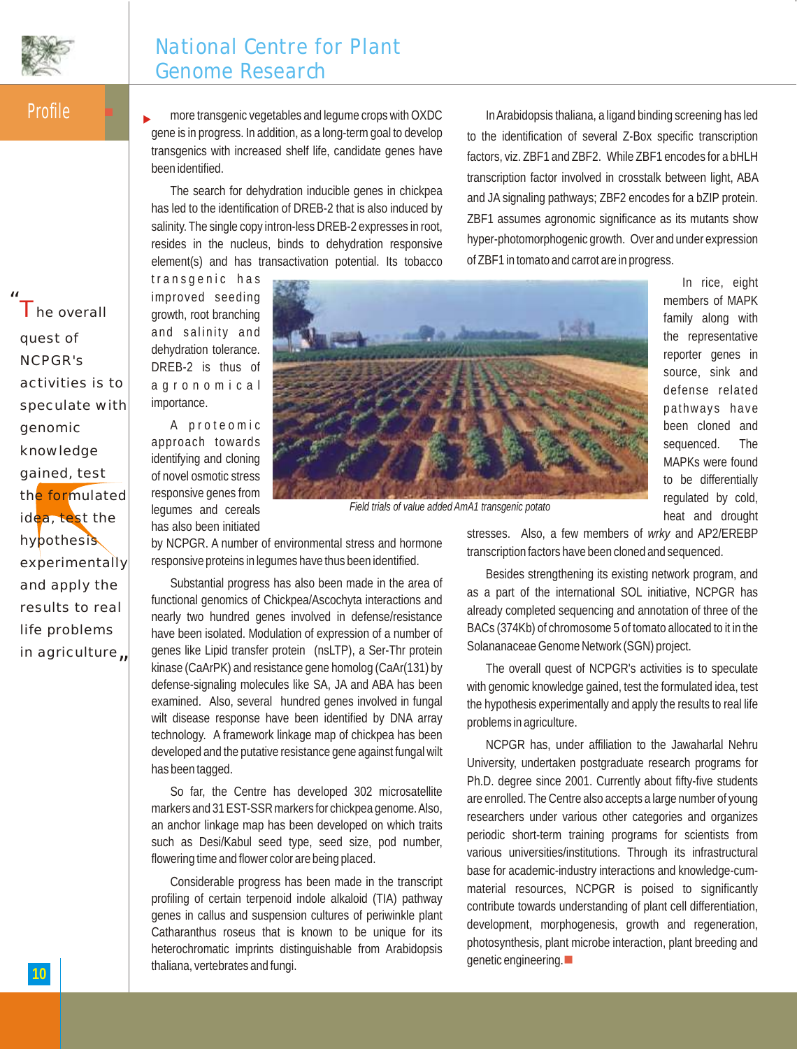more transgenic vegetables and legume crops with OXDC gene is in progress. In addition, as a long-term goal to develop transgenics with increased shelf life, candidate genes have been identified.

The search for dehydration inducible genes in chickpea has led to the identification of DREB-2 that is also induced by salinity. The single copy intron-less DREB-2 expresses in root, resides in the nucleus, binds to dehydration responsive element(s) and has transactivation potential. Its tobacco transgenic has improved seeding growth, root branching and salinity and dehydration tolerance. DREB-2 is thus of agronomical importance.

A proteomic approach towards identifying and cloning of novel osmotic stress responsive genes from legumes and cereals has also been initiated by NCPGR. A number of environmental stress and hormone responsive proteins in legumes have thus been identified.

Substantial progress has also been made in the area of functional genomics of Chickpea/Ascochyta interactions and nearly two hundred genes involved in defense/resistance have been isolated. Modulation of expression of a number of genes like Lipid transfer protein (nsLTP), a Ser-Thr protein kinase (CaArPK) and resistance gene homolog (CaAr(131) by defense-signaling molecules like SA, JA and ABA has been examined. Also, several hundred genes involved in fungal wilt disease response have been identified by DNA array technology. A framework linkage map of chickpea has been developed and the putative resistance gene against fungal wilt has been tagged.

So far, the Centre has developed 302 microsatellite markers and 31 EST-SSR markers for chickpea genome. Also, an anchor linkage map has been developed on which traits such as Desi/Kabul seed type, seed size, pod number, flowering time and flower color are being placed.

Considerable progress has been made in the transcript profiling of certain terpenoid indole alkaloid (TIA) pathway genes in callus and suspension cultures of periwinkle plant Catharanthus roseus that is known to be unique for its heterochromatic imprints distinguishable from Arabidopsis thaliana, vertebrates and fungi.

Field trials of value added AmA1 transgenic potato

In Arabidopsis thaliana, a ligand binding screening has led to the identification of several Z-Box specific transcription factors, viz. ZBF1 and ZBF2. While ZBF1 encodes for a bHLH transcription factor involved in crosstalk between light, ABA and JA signaling pathways; ZBF2 encodes for a bZIP protein. ZBF1 assumes agronomic significance as its mutants show hyper-photomorphogenic growth. Over and under expression of ZBF1 in tomato and carrot are in progress.

In rice, eight members of MAPK family along with the representative reporter genes in source, sink and defense related pathways have been cloned and sequenced. The MAPKs were found to be differentially regulated by cold, heat and drought stresses. Also, a few members of *wrky* and AP2/EREBP transcription factors have been cloned and sequenced.

Besides strengthening its existing network program, and as a part of the international SOL initiative, NCPGR has already completed sequencing and annotation of three of the BACs (374Kb) of chromosome 5 of tomato allocated to it in the Solananaceae Genome Network (SGN) project.

The overall quest of NCPGR's activities is to speculate with genomic knowledge gained, test the formulated idea, test the hypothesis experimentally and apply the results to real life problems in agriculture.

NCPGR has, under affiliation to the Jawaharlal Nehru University, undertaken postgraduate research programs for Ph.D. degree since 2001. Currently about fifty-five students are enrolled. The Centre also accepts a large number of young researchers under various other categories and organizes periodic short-term training programs for scientists from various universities/institutions. Through its infrastructural base for academic-industry interactions and knowledge-cum-material resources, NCPGR is poised to significantly contribute towards understanding of plant cell differentiation, development, morphogenesis, growth and regeneration, photosynthesis, plant microbe interaction, plant breeding and genetic engineering.

> "The overall quest of NCPGR's activities is to speculate with genomic knowledge gained, test the formulated idea, test the hypothesis experimentally and apply the results to real life problems in agriculture"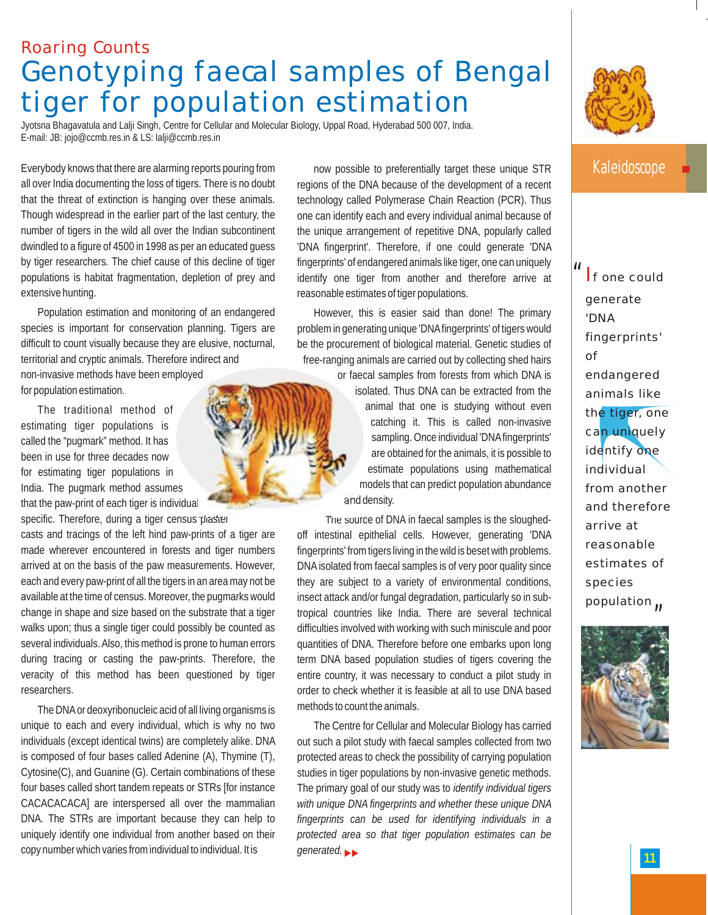Roaring Counts

# Genotyping faecal samples of Bengal tiger for population estimation

Jyotsna Bhagavatula and Lalji Singh, Centre for Cellular and Molecular Biology, Uppal Road, Hyderabad 500 007, India.
E-mail: JB: jojo@ccmb.res.in & LS: lalji@ccmb.res.in

Everybody knows that there are alarming reports pouring from all over India documenting the loss of tigers. There is no doubt that the threat of extinction is hanging over these animals. Though widespread in the earlier part of the last century, the number of tigers in the wild all over the Indian subcontinent dwindled to a figure of 4500 in 1998 as per an educated guess by tiger researchers. The chief cause of this decline of tiger populations is habitat fragmentation, depletion of prey and extensive hunting.

Population estimation and monitoring of an endangered species is important for conservation planning. Tigers are difficult to count visually because they are elusive, nocturnal, territorial and cryptic animals. Therefore indirect and non-invasive methods have been employed for population estimation.

The traditional method of estimating tiger populations is called the "pugmark" method. It has been in use for three decades now for estimating tiger populations in India. The pugmark method assumes that the paw-print of each tiger is individual specific. Therefore, during a tiger census plaster casts and tracings of the left hind paw-prints of a tiger are made wherever encountered in forests and tiger numbers arrived at on the basis of the paw measurements. However, each and every paw-print of all the tigers in an area may not be available at the time of census. Moreover, the pugmarks would change in shape and size based on the substrate that a tiger walks upon; thus a single tiger could possibly be counted as several individuals. Also, this method is prone to human errors during tracing or casting the paw-prints. Therefore, the veracity of this method has been questioned by tiger researchers.

The DNA or deoxyribonucleic acid of all living organisms is unique to each and every individual, which is why no two individuals (except identical twins) are completely alike. DNA is composed of four bases called Adenine (A), Thymine (T), Cytosine(C), and Guanine (G). Certain combinations of these four bases called short tandem repeats or STRs [for instance CACACACACA] are interspersed all over the mammalian DNA. The STRs are important because they can help to uniquely identify one individual from another based on their copy number which varies from individual to individual. It is now possible to preferentially target these unique STR regions of the DNA because of the development of a recent technology called Polymerase Chain Reaction (PCR). Thus one can identify each and every individual animal because of the unique arrangement of repetitive DNA, popularly called 'DNA fingerprint'. Therefore, if one could generate 'DNA fingerprints' of endangered animals like tiger, one can uniquely identify one tiger from another and therefore arrive at reasonable estimates of tiger populations.

However, this is easier said than done! The primary problem in generating unique 'DNA fingerprints' of tigers would be the procurement of biological material. Genetic studies of free-ranging animals are carried out by collecting shed hairs or faecal samples from forests from which DNA is isolated. Thus DNA can be extracted from the animal that one is studying without even catching it. This is called non-invasive sampling. Once individual 'DNA fingerprints' are obtained for the animals, it is possible to estimate populations using mathematical models that can predict population abundance and density.

The source of DNA in faecal samples is the sloughed-off intestinal epithelial cells. However, generating 'DNA fingerprints' from tigers living in the wild is beset with problems. DNA isolated from faecal samples is of very poor quality since they are subject to a variety of environmental conditions, insect attack and/or fungal degradation, particularly so in sub-tropical countries like India. There are several technical difficulties involved with working with such miniscule and poor quantities of DNA. Therefore before one embarks upon long term DNA based population studies of tigers covering the entire country, it was necessary to conduct a pilot study in order to check whether it is feasible at all to use DNA based methods to count the animals.

The Centre for Cellular and Molecular Biology has carried out such a pilot study with faecal samples collected from two protected areas to check the possibility of carrying population studies in tiger populations by non-invasive genetic methods. The primary goal of our study was to *identify individual tigers with unique DNA fingerprints and whether these unique DNA fingerprints can be used for identifying individuals in a protected area so that tiger population estimates can be generated.*

Kaleidoscope

"If one could generate 'DNA fingerprints' of endangered animals like the tiger, one can uniquely identify one individual from another and therefore arrive at reasonable estimates of species population"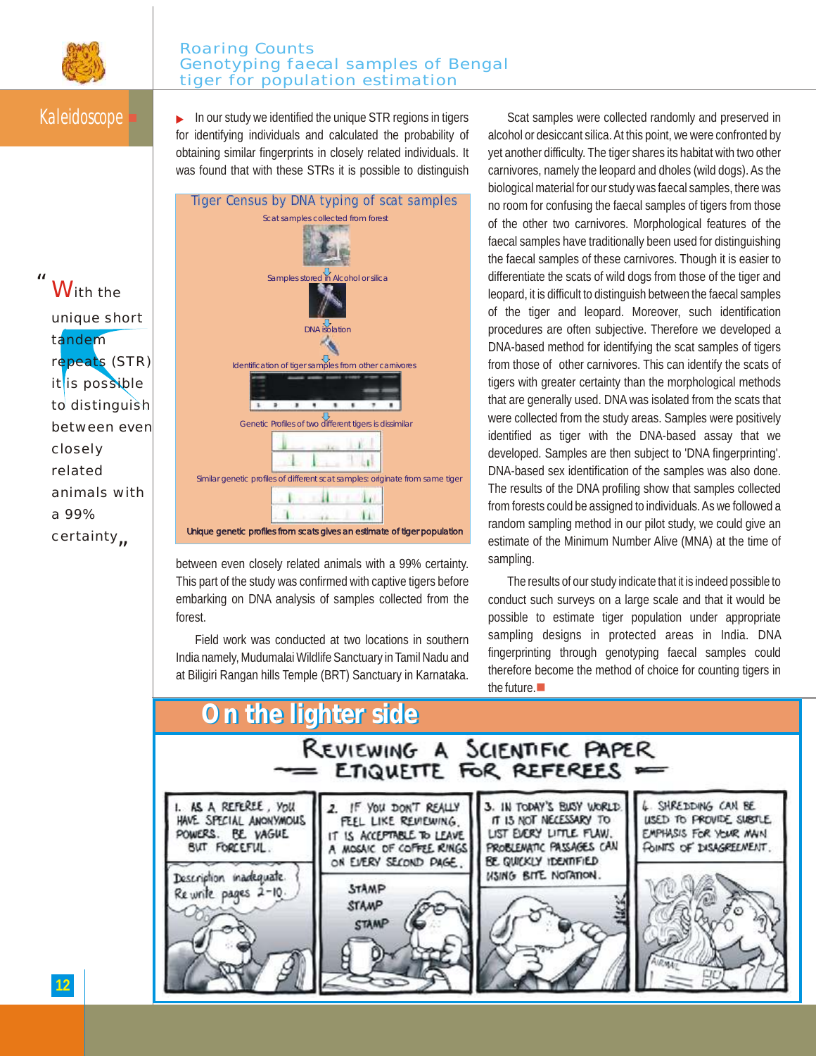Kaleidoscope

# Roaring Counts
## Genotyping faecal samples of Bengal tiger for population estimation

"With the unique short tandem repeats (STR) it is possible to distinguish between even closely related animals with a 99% certainty"

In our study we identified the unique STR regions in tigers for identifying individuals and calculated the probability of obtaining similar fingerprints in closely related individuals. It was found that with these STRs it is possible to distinguish between even closely related animals with a 99% certainty. This part of the study was confirmed with captive tigers before embarking on DNA analysis of samples collected from the forest.

**Tiger Census by DNA typing of scat samples**

Scat samples collected from forest → Samples stored in Alcohol or silica → DNA isolation → Identification of tiger samples from other carnivores → Genetic Profiles of two different tigers is dissimilar → Similar genetic profiles of different scat samples: originate from same tiger

Unique genetic profiles from scats gives an estimate of tiger population

Field work was conducted at two locations in southern India namely, Mudumalai Wildlife Sanctuary in Tamil Nadu and at Biligiri Rangan hills Temple (BRT) Sanctuary in Karnataka.

Scat samples were collected randomly and preserved in alcohol or desiccant silica. At this point, we were confronted by yet another difficulty. The tiger shares its habitat with two other carnivores, namely the leopard and dholes (wild dogs). As the biological material for our study was faecal samples, there was no room for confusing the faecal samples of tigers from those of the other two carnivores. Morphological features of the faecal samples have traditionally been used for distinguishing the faecal samples of these carnivores. Though it is easier to differentiate the scats of wild dogs from those of the tiger and leopard, it is difficult to distinguish between the faecal samples of the tiger and leopard. Moreover, such identification procedures are often subjective. Therefore we developed a DNA-based method for identifying the scat samples of tigers from those of other carnivores. This can identify the scats of tigers with greater certainty than the morphological methods that are generally used. DNA was isolated from the scats that were collected from the study areas. Samples were positively identified as tiger with the DNA-based assay that we developed. Samples are then subject to 'DNA fingerprinting'. DNA-based sex identification of the samples was also done. The results of the DNA profiling show that samples collected from forests could be assigned to individuals. As we followed a random sampling method in our pilot study, we could give an estimate of the Minimum Number Alive (MNA) at the time of sampling.

The results of our study indicate that it is indeed possible to conduct such surveys on a large scale and that it would be possible to estimate tiger population under appropriate sampling designs in protected areas in India. DNA fingerprinting through genotyping faecal samples could therefore become the method of choice for counting tigers in the future.

## On the lighter side

### REVIEWING A SCIENTIFIC PAPER — ETIQUETTE FOR REFEREES

1. AS A REFEREE, YOU HAVE SPECIAL ANONYMOUS POWERS. BE VAGUE BUT FORCEFUL.

2. IF YOU DON'T REALLY FEEL LIKE REVIEWING, IT IS ACCEPTABLE TO LEAVE A MOSAIC OF COFFEE RINGS ON EVERY SECOND PAGE.

3. IN TODAY'S BUSY WORLD, IT IS NOT NECESSARY TO LIST EVERY LITTLE FLAW. PROBLEMATIC PASSAGES CAN BE QUICKLY IDENTIFIED USING BITE NOTATION.

4. SHREDDING CAN BE USED TO PROVIDE SUBTLE EMPHASIS FOR YOUR MAIN POINTS OF DISAGREEMENT.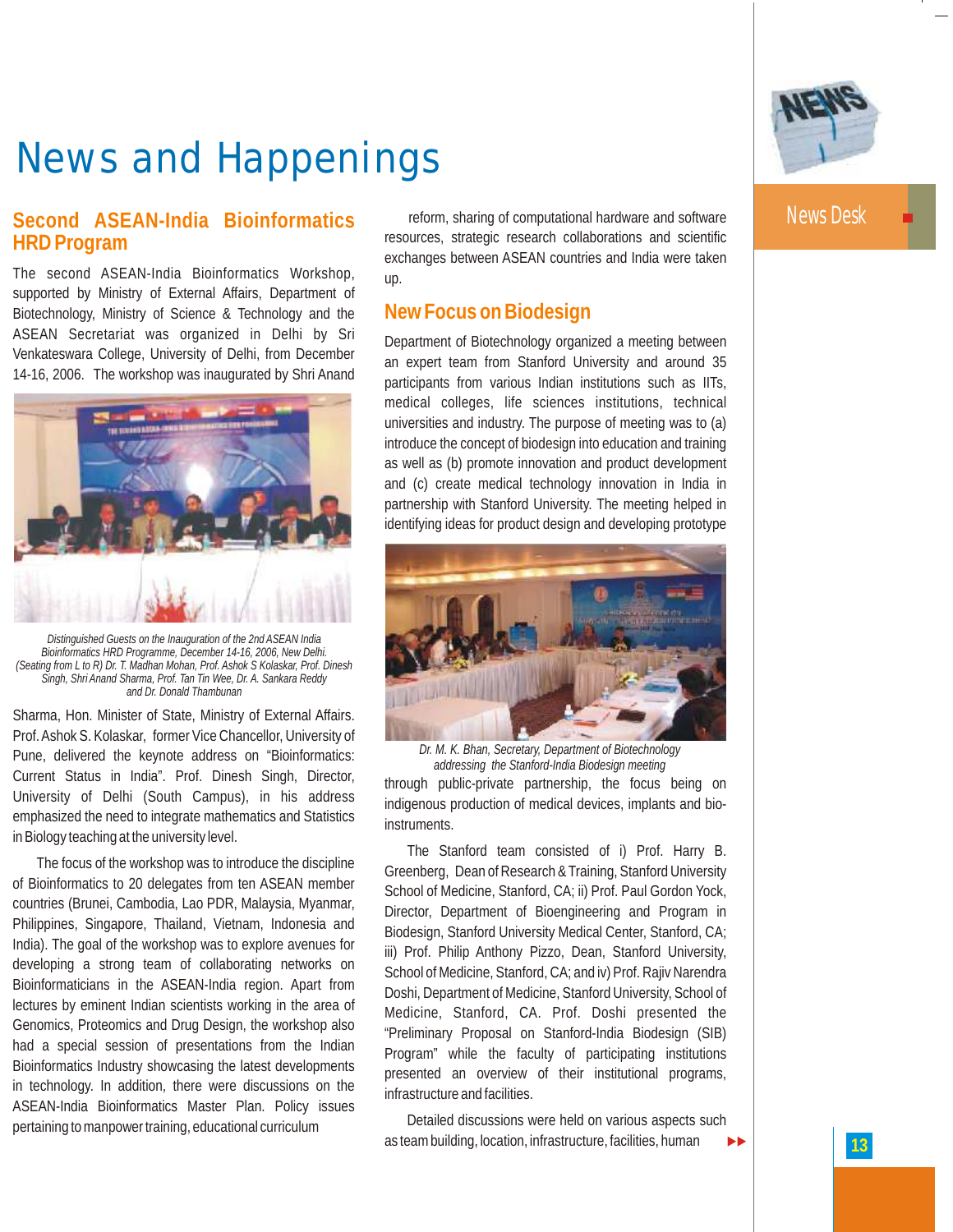# News and Happenings

## Second ASEAN-India Bioinformatics HRD Program

The second ASEAN-India Bioinformatics Workshop, supported by Ministry of External Affairs, Department of Biotechnology, Ministry of Science & Technology and the ASEAN Secretariat was organized in Delhi by Sri Venkateswara College, University of Delhi, from December 14-16, 2006. The workshop was inaugurated by Shri Anand Sharma, Hon. Minister of State, Ministry of External Affairs. Prof. Ashok S. Kolaskar, former Vice Chancellor, University of Pune, delivered the keynote address on "Bioinformatics: Current Status in India". Prof. Dinesh Singh, Director, University of Delhi (South Campus), in his address emphasized the need to integrate mathematics and Statistics in Biology teaching at the university level.

*Distinguished Guests on the Inauguration of the 2nd ASEAN India Bioinformatics HRD Programme, December 14-16, 2006, New Delhi. (Seating from L to R) Dr. T. Madhan Mohan, Prof. Ashok S Kolaskar, Prof. Dinesh Singh, Shri Anand Sharma, Prof. Tan Tin Wee, Dr. A. Sankara Reddy and Dr. Donald Thambunan*

The focus of the workshop was to introduce the discipline of Bioinformatics to 20 delegates from ten ASEAN member countries (Brunei, Cambodia, Lao PDR, Malaysia, Myanmar, Philippines, Singapore, Thailand, Vietnam, Indonesia and India). The goal of the workshop was to explore avenues for developing a strong team of collaborating networks on Bioinformaticians in the ASEAN-India region. Apart from lectures by eminent Indian scientists working in the area of Genomics, Proteomics and Drug Design, the workshop also had a special session of presentations from the Indian Bioinformatics Industry showcasing the latest developments in technology. In addition, there were discussions on the ASEAN-India Bioinformatics Master Plan. Policy issues pertaining to manpower training, educational curriculum reform, sharing of computational hardware and software resources, strategic research collaborations and scientific exchanges between ASEAN countries and India were taken up.

## New Focus on Biodesign

Department of Biotechnology organized a meeting between an expert team from Stanford University and around 35 participants from various Indian institutions such as IITs, medical colleges, life sciences institutions, technical universities and industry. The purpose of meeting was to (a) introduce the concept of biodesign into education and training as well as (b) promote innovation and product development and (c) create medical technology innovation in India in partnership with Stanford University. The meeting helped in identifying ideas for product design and developing prototype through public-private partnership, the focus being on indigenous production of medical devices, implants and bio-instruments.

*Dr. M. K. Bhan, Secretary, Department of Biotechnology addressing the Stanford-India Biodesign meeting*

The Stanford team consisted of i) Prof. Harry B. Greenberg, Dean of Research & Training, Stanford University School of Medicine, Stanford, CA; ii) Prof. Paul Gordon Yock, Director, Department of Bioengineering and Program in Biodesign, Stanford University Medical Center, Stanford, CA; iii) Prof. Philip Anthony Pizzo, Dean, Stanford University, School of Medicine, Stanford, CA; and iv) Prof. Rajiv Narendra Doshi, Department of Medicine, Stanford University, School of Medicine, Stanford, CA. Prof. Doshi presented the "Preliminary Proposal on Stanford-India Biodesign (SIB) Program" while the faculty of participating institutions presented an overview of their institutional programs, infrastructure and facilities.

Detailed discussions were held on various aspects such as team building, location, infrastructure, facilities, human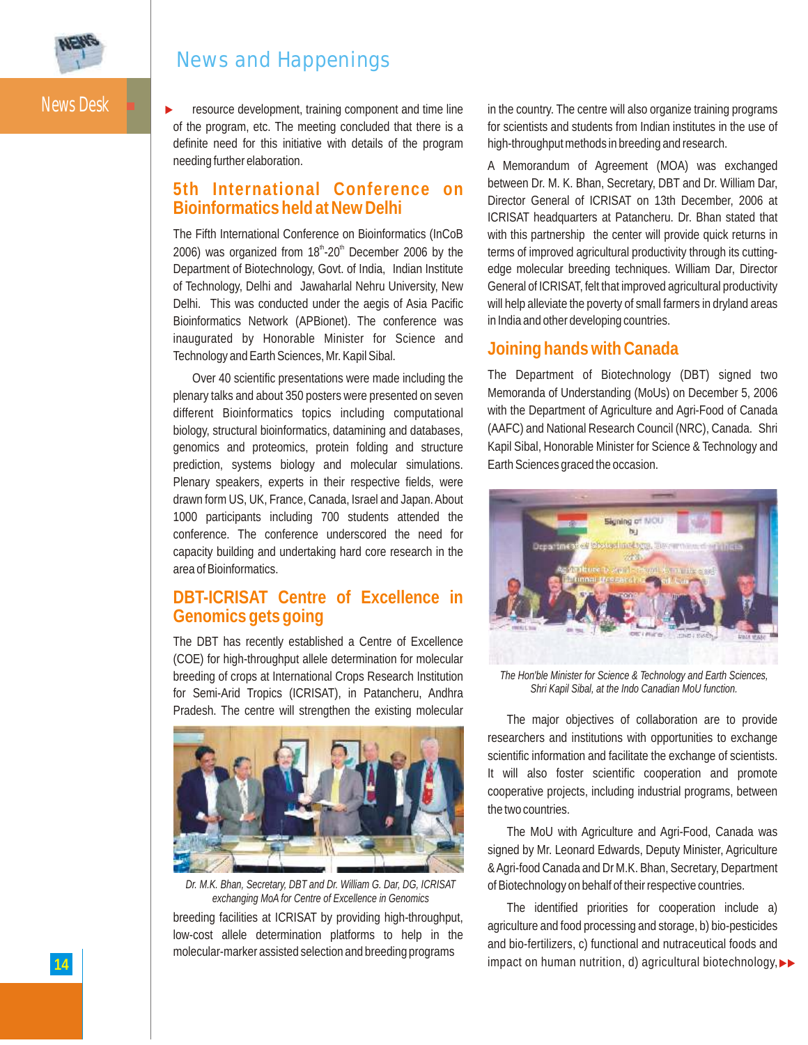## News and Happenings

resource development, training component and time line of the program, etc. The meeting concluded that there is a definite need for this initiative with details of the program needing further elaboration.

### 5th International Conference on Bioinformatics held at New Delhi

The Fifth International Conference on Bioinformatics (InCoB 2006) was organized from 18th-20th December 2006 by the Department of Biotechnology, Govt. of India, Indian Institute of Technology, Delhi and Jawaharlal Nehru University, New Delhi. This was conducted under the aegis of Asia Pacific Bioinformatics Network (APBionet). The conference was inaugurated by Honorable Minister for Science and Technology and Earth Sciences, Mr. Kapil Sibal.

Over 40 scientific presentations were made including the plenary talks and about 350 posters were presented on seven different Bioinformatics topics including computational biology, structural bioinformatics, datamining and databases, genomics and proteomics, protein folding and structure prediction, systems biology and molecular simulations. Plenary speakers, experts in their respective fields, were drawn form US, UK, France, Canada, Israel and Japan. About 1000 participants including 700 students attended the conference. The conference underscored the need for capacity building and undertaking hard core research in the area of Bioinformatics.

### DBT-ICRISAT Centre of Excellence in Genomics gets going

The DBT has recently established a Centre of Excellence (COE) for high-throughput allele determination for molecular breeding of crops at International Crops Research Institution for Semi-Arid Tropics (ICRISAT), in Patancheru, Andhra Pradesh. The centre will strengthen the existing molecular

*Dr. M.K. Bhan, Secretary, DBT and Dr. William G. Dar, DG, ICRISAT exchanging MoA for Centre of Excellence in Genomics*

breeding facilities at ICRISAT by providing high-throughput, low-cost allele determination platforms to help in the molecular-marker assisted selection and breeding programs in the country. The centre will also organize training programs for scientists and students from Indian institutes in the use of high-throughput methods in breeding and research.

A Memorandum of Agreement (MOA) was exchanged between Dr. M. K. Bhan, Secretary, DBT and Dr. William Dar, Director General of ICRISAT on 13th December, 2006 at ICRISAT headquarters at Patancheru. Dr. Bhan stated that with this partnership the center will provide quick returns in terms of improved agricultural productivity through its cutting-edge molecular breeding techniques. William Dar, Director General of ICRISAT, felt that improved agricultural productivity will help alleviate the poverty of small farmers in dryland areas in India and other developing countries.

### Joining hands with Canada

The Department of Biotechnology (DBT) signed two Memoranda of Understanding (MoUs) on December 5, 2006 with the Department of Agriculture and Agri-Food of Canada (AAFC) and National Research Council (NRC), Canada. Shri Kapil Sibal, Honorable Minister for Science & Technology and Earth Sciences graced the occasion.

*The Hon'ble Minister for Science & Technology and Earth Sciences, Shri Kapil Sibal, at the Indo Canadian MoU function.*

The major objectives of collaboration are to provide researchers and institutions with opportunities to exchange scientific information and facilitate the exchange of scientists. It will also foster scientific cooperation and promote cooperative projects, including industrial programs, between the two countries.

The MoU with Agriculture and Agri-Food, Canada was signed by Mr. Leonard Edwards, Deputy Minister, Agriculture & Agri-food Canada and Dr M.K. Bhan, Secretary, Department of Biotechnology on behalf of their respective countries.

The identified priorities for cooperation include a) agriculture and food processing and storage, b) bio-pesticides and bio-fertilizers, c) functional and nutraceutical foods and impact on human nutrition, d) agricultural biotechnology,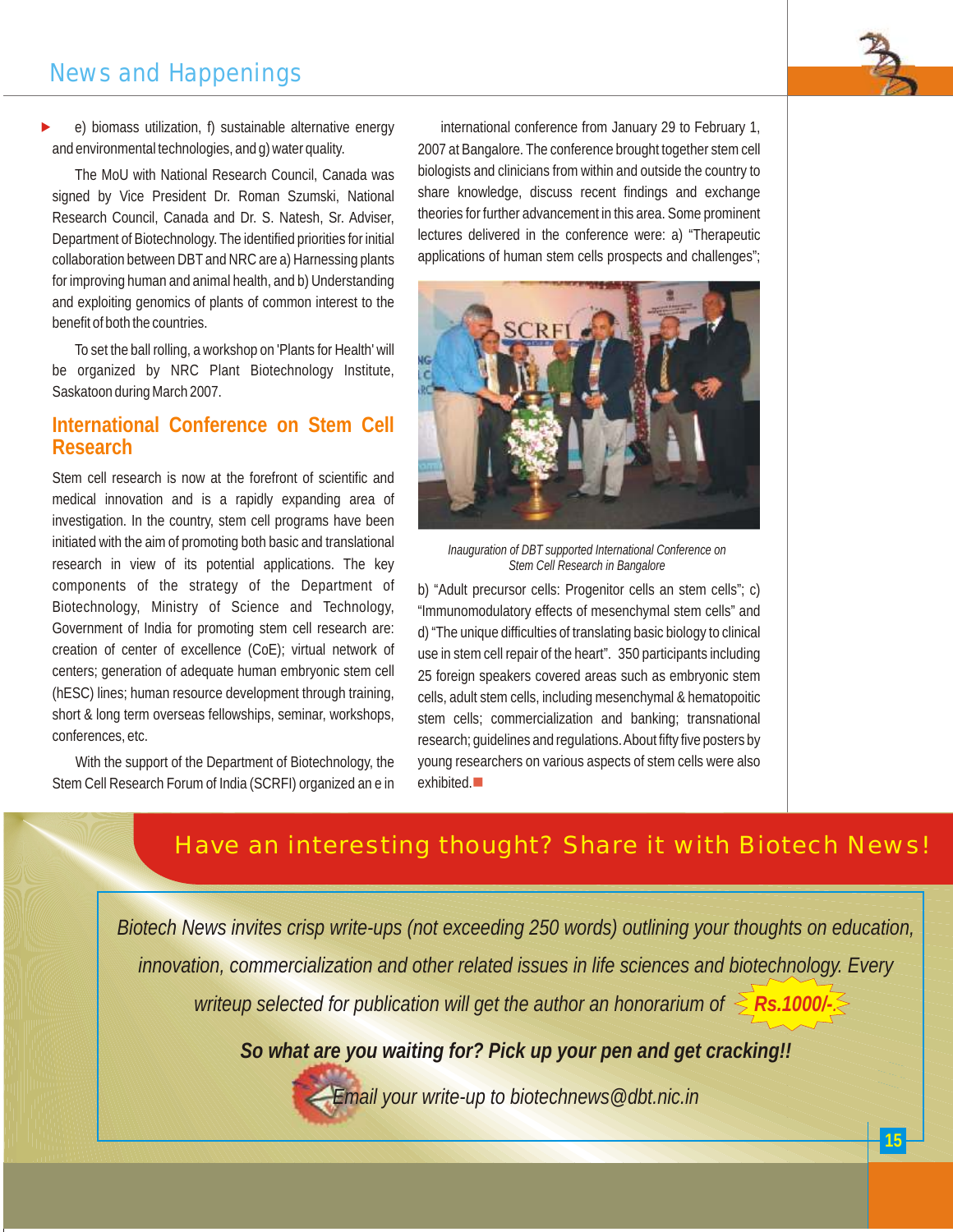e) biomass utilization, f) sustainable alternative energy and environmental technologies, and g) water quality.

The MoU with National Research Council, Canada was signed by Vice President Dr. Roman Szumski, National Research Council, Canada and Dr. S. Natesh, Sr. Adviser, Department of Biotechnology. The identified priorities for initial collaboration between DBT and NRC are a) Harnessing plants for improving human and animal health, and b) Understanding and exploiting genomics of plants of common interest to the benefit of both the countries.

To set the ball rolling, a workshop on 'Plants for Health' will be organized by NRC Plant Biotechnology Institute, Saskatoon during March 2007.

## International Conference on Stem Cell Research

Stem cell research is now at the forefront of scientific and medical innovation and is a rapidly expanding area of investigation. In the country, stem cell programs have been initiated with the aim of promoting both basic and translational research in view of its potential applications. The key components of the strategy of the Department of Biotechnology, Ministry of Science and Technology, Government of India for promoting stem cell research are: creation of center of excellence (CoE); virtual network of centers; generation of adequate human embryonic stem cell (hESC) lines; human resource development through training, short & long term overseas fellowships, seminar, workshops, conferences, etc.

With the support of the Department of Biotechnology, the Stem Cell Research Forum of India (SCRFI) organized an e in international conference from January 29 to February 1, 2007 at Bangalore. The conference brought together stem cell biologists and clinicians from within and outside the country to share knowledge, discuss recent findings and exchange theories for further advancement in this area. Some prominent lectures delivered in the conference were: a) "Therapeutic applications of human stem cells prospects and challenges";

*Inauguration of DBT supported International Conference on Stem Cell Research in Bangalore*

b) "Adult precursor cells: Progenitor cells an stem cells"; c) "Immunomodulatory effects of mesenchymal stem cells" and d) "The unique difficulties of translating basic biology to clinical use in stem cell repair of the heart". 350 participants including 25 foreign speakers covered areas such as embryonic stem cells, adult stem cells, including mesenchymal & hematopoitic stem cells; commercialization and banking; transnational research; guidelines and regulations. About fifty five posters by young researchers on various aspects of stem cells were also exhibited.

## Have an interesting thought? Share it with Biotech News!

*Biotech News invites crisp write-ups (not exceeding 250 words) outlining your thoughts on education, innovation, commercialization and other related issues in life sciences and biotechnology. Every writeup selected for publication will get the author an honorarium of* ***Rs.1000/-.***

***So what are you waiting for? Pick up your pen and get cracking!!***

*Email your write-up to biotechnews@dbt.nic.in*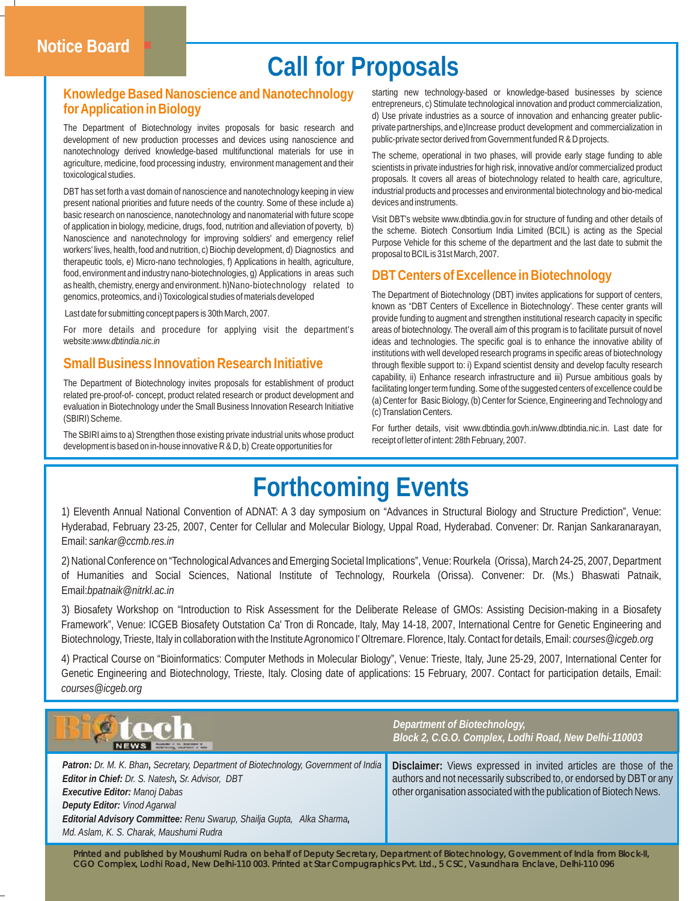Notice Board

# Call for Proposals

## Knowledge Based Nanoscience and Nanotechnology for Application in Biology

The Department of Biotechnology invites proposals for basic research and development of new production processes and devices using nanoscience and nanotechnology derived knowledge-based multifunctional materials for use in agriculture, medicine, food processing industry, environment management and their toxicological studies.

DBT has set forth a vast domain of nanoscience and nanotechnology keeping in view present national priorities and future needs of the country. Some of these include a) basic research on nanoscience, nanotechnology and nanomaterial with future scope of application in biology, medicine, drugs, food, nutrition and alleviation of poverty, b) Nanoscience and nanotechnology for improving soldiers' and emergency relief workers' lives, health, food and nutrition, c) Biochip development, d) Diagnostics and therapeutic tools, e) Micro-nano technologies, f) Applications in health, agriculture, food, environment and industry nano-biotechnologies, g) Applications in areas such as health, chemistry, energy and environment. h)Nano-biotechnology related to genomics, proteomics, and i) Toxicological studies of materials developed

Last date for submitting concept papers is 30th March, 2007.

For more details and procedure for applying visit the department's website:*www.dbtindia.nic.in*

## Small Business Innovation Research Initiative

The Department of Biotechnology invites proposals for establishment of product related pre-proof-of- concept, product related research or product development and evaluation in Biotechnology under the Small Business Innovation Research Initiative (SBIRI) Scheme.

The SBIRI aims to a) Strengthen those existing private industrial units whose product development is based on in-house innovative R & D, b) Create opportunities for starting new technology-based or knowledge-based businesses by science entrepreneurs, c) Stimulate technological innovation and product commercialization, d) Use private industries as a source of innovation and enhancing greater public-private partnerships, and e)Increase product development and commercialization in public-private sector derived from Government funded R & D projects.

The scheme, operational in two phases, will provide early stage funding to able scientists in private industries for high risk, innovative and/or commercialized product proposals. It covers all areas of biotechnology related to health care, agriculture, industrial products and processes and environmental biotechnology and bio-medical devices and instruments.

Visit DBT's website www.dbtindia.gov.in for structure of funding and other details of the scheme. Biotech Consortium India Limited (BCIL) is acting as the Special Purpose Vehicle for this scheme of the department and the last date to submit the proposal to BCIL is 31st March, 2007.

## DBT Centers of Excellence in Biotechnology

The Department of Biotechnology (DBT) invites applications for support of centers, known as "DBT Centers of Excellence in Biotechnology'. These center grants will provide funding to augment and strengthen institutional research capacity in specific areas of biotechnology. The overall aim of this program is to facilitate pursuit of novel ideas and technologies. The specific goal is to enhance the innovative ability of institutions with well developed research programs in specific areas of biotechnology through flexible support to: i) Expand scientist density and develop faculty research capability, ii) Enhance research infrastructure and iii) Pursue ambitious goals by facilitating longer term funding. Some of the suggested centers of excellence could be (a) Center for Basic Biology, (b) Center for Science, Engineering and Technology and (c) Translation Centers.

For further details, visit www.dbtindia.govh.in/www.dbtindia.nic.in. Last date for receipt of letter of intent: 28th February, 2007.

# Forthcoming Events

1) Eleventh Annual National Convention of ADNAT: A 3 day symposium on "Advances in Structural Biology and Structure Prediction", Venue: Hyderabad, February 23-25, 2007, Center for Cellular and Molecular Biology, Uppal Road, Hyderabad. Convener: Dr. Ranjan Sankaranarayan, Email: *sankar@ccmb.res.in*

2) National Conference on "Technological Advances and Emerging Societal Implications", Venue: Rourkela (Orissa), March 24-25, 2007, Department of Humanities and Social Sciences, National Institute of Technology, Rourkela (Orissa). Convener: Dr. (Ms.) Bhaswati Patnaik, Email:*bpatnaik@nitrkl.ac.in*

3) Biosafety Workshop on "Introduction to Risk Assessment for the Deliberate Release of GMOs: Assisting Decision-making in a Biosafety Framework", Venue: ICGEB Biosafety Outstation Ca' Tron di Roncade, Italy, May 14-18, 2007, International Centre for Genetic Engineering and Biotechnology, Trieste, Italy in collaboration with the Institute Agronomico I' Oltremare. Florence, Italy. Contact for details, Email: *courses@icgeb.org*

4) Practical Course on "Bioinformatics: Computer Methods in Molecular Biology", Venue: Trieste, Italy, June 25-29, 2007, International Center for Genetic Engineering and Biotechnology, Trieste, Italy. Closing date of applications: 15 February, 2007. Contact for participation details, Email: *courses@icgeb.org*

Biotech NEWS

***Department of Biotechnology, Block 2, C.G.O. Complex, Lodhi Road, New Delhi-110003***

***Patron:*** *Dr. M. K. Bhan, Secretary, Department of Biotechnology, Government of India*
***Editor in Chief:*** *Dr. S. Natesh, Sr. Advisor, DBT*
***Executive Editor:*** *Manoj Dabas*
***Deputy Editor:*** *Vinod Agarwal*
***Editorial Advisory Committee:*** *Renu Swarup, Shailja Gupta, Alka Sharma, Md. Aslam, K. S. Charak, Maushumi Rudra*

**Disclaimer:** Views expressed in invited articles are those of the authors and not necessarily subscribed to, or endorsed by DBT or any other organisation associated with the publication of Biotech News.

Printed and published by Moushumi Rudra on behalf of Deputy Secretary, Department of Biotechnology, Government of India from Block-II, CGO Complex, Lodhi Road, New Delhi-110 003. Printed at Star Compugraphics Pvt. Ltd., 5 CSC, Vasundhara Enclave, Delhi-110 096